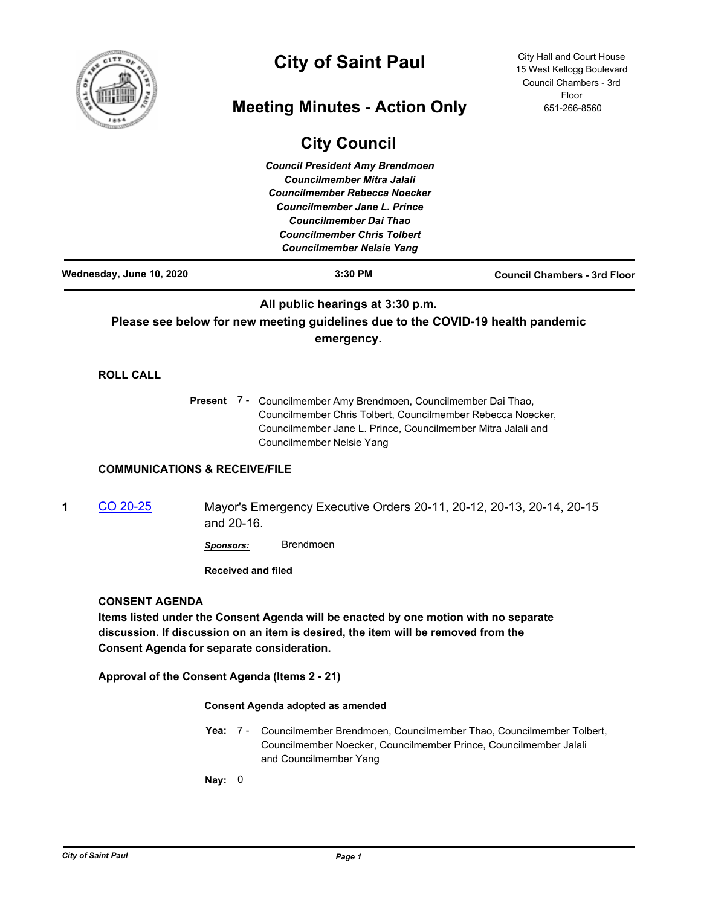# City of Saint Paul

City Hall and Court House
15 West Kellogg Boulevard
Council Chambers - 3rd Floor
651-266-8560

## Meeting Minutes - Action Only

## City Council

*Council President Amy Brendmoen*
*Councilmember Mitra Jalali*
*Councilmember Rebecca Noecker*
*Councilmember Jane L. Prince*
*Councilmember Dai Thao*
*Councilmember Chris Tolbert*
*Councilmember Nelsie Yang*

**Wednesday, June 10, 2020** | **3:30 PM** | **Council Chambers - 3rd Floor**

**All public hearings at 3:30 p.m.**
**Please see below for new meeting guidelines due to the COVID-19 health pandemic emergency.**

### ROLL CALL

**Present** 7 - Councilmember Amy Brendmoen, Councilmember Dai Thao, Councilmember Chris Tolbert, Councilmember Rebecca Noecker, Councilmember Jane L. Prince, Councilmember Mitra Jalali and Councilmember Nelsie Yang

### COMMUNICATIONS & RECEIVE/FILE

**1** CO 20-25 Mayor's Emergency Executive Orders 20-11, 20-12, 20-13, 20-14, 20-15 and 20-16.

*Sponsors:* Brendmoen

**Received and filed**

### CONSENT AGENDA

**Items listed under the Consent Agenda will be enacted by one motion with no separate discussion. If discussion on an item is desired, the item will be removed from the Consent Agenda for separate consideration.**

**Approval of the Consent Agenda (Items 2 - 21)**

**Consent Agenda adopted as amended**

**Yea:** 7 - Councilmember Brendmoen, Councilmember Thao, Councilmember Tolbert, Councilmember Noecker, Councilmember Prince, Councilmember Jalali and Councilmember Yang

**Nay:** 0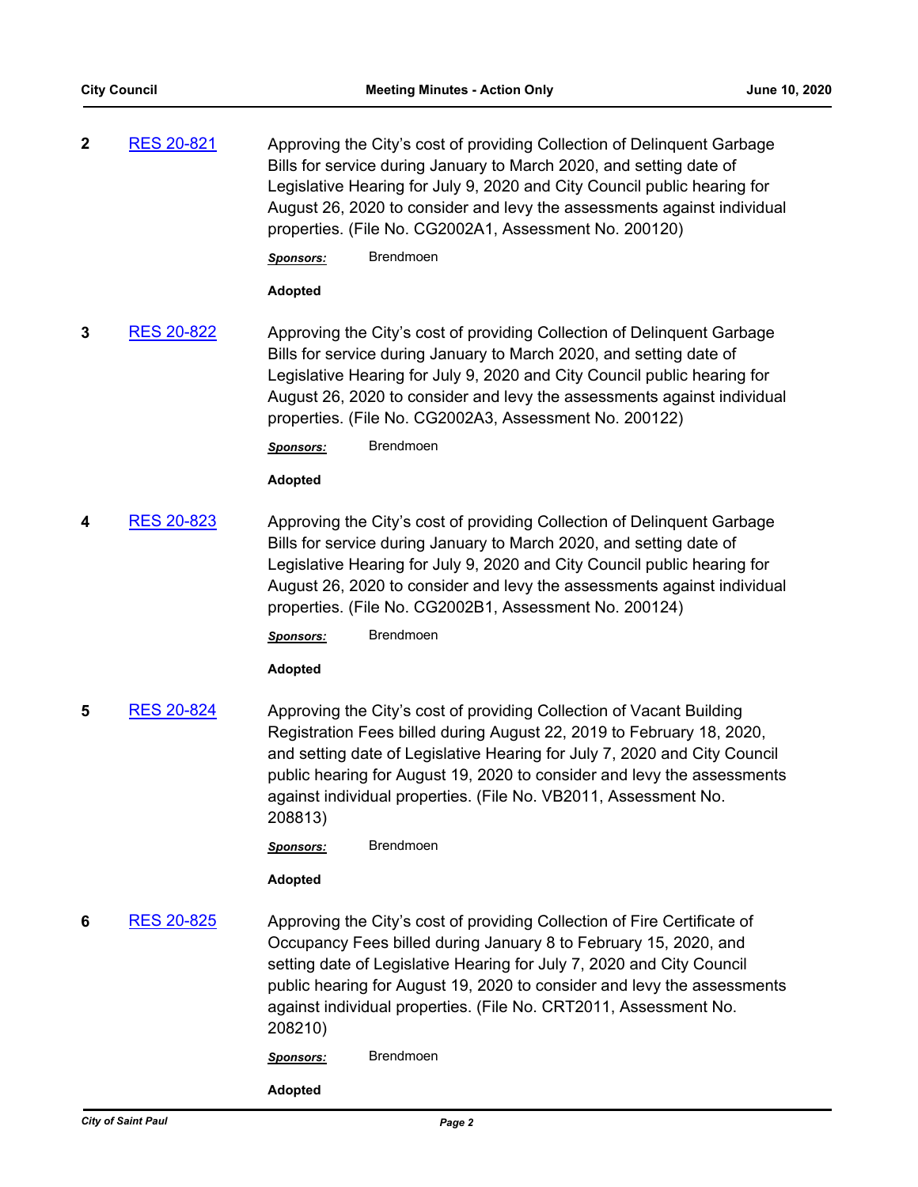**2** RES 20-821

Approving the City's cost of providing Collection of Delinquent Garbage Bills for service during January to March 2020, and setting date of Legislative Hearing for July 9, 2020 and City Council public hearing for August 26, 2020 to consider and levy the assessments against individual properties. (File No. CG2002A1, Assessment No. 200120)

***Sponsors:*** Brendmoen

**Adopted**

**3** RES 20-822

Approving the City's cost of providing Collection of Delinquent Garbage Bills for service during January to March 2020, and setting date of Legislative Hearing for July 9, 2020 and City Council public hearing for August 26, 2020 to consider and levy the assessments against individual properties. (File No. CG2002A3, Assessment No. 200122)

***Sponsors:*** Brendmoen

**Adopted**

**4** RES 20-823

Approving the City's cost of providing Collection of Delinquent Garbage Bills for service during January to March 2020, and setting date of Legislative Hearing for July 9, 2020 and City Council public hearing for August 26, 2020 to consider and levy the assessments against individual properties. (File No. CG2002B1, Assessment No. 200124)

***Sponsors:*** Brendmoen

**Adopted**

**5** RES 20-824

Approving the City's cost of providing Collection of Vacant Building Registration Fees billed during August 22, 2019 to February 18, 2020, and setting date of Legislative Hearing for July 7, 2020 and City Council public hearing for August 19, 2020 to consider and levy the assessments against individual properties. (File No. VB2011, Assessment No. 208813)

***Sponsors:*** Brendmoen

**Adopted**

**6** RES 20-825

Approving the City's cost of providing Collection of Fire Certificate of Occupancy Fees billed during January 8 to February 15, 2020, and setting date of Legislative Hearing for July 7, 2020 and City Council public hearing for August 19, 2020 to consider and levy the assessments against individual properties. (File No. CRT2011, Assessment No. 208210)

***Sponsors:*** Brendmoen

**Adopted**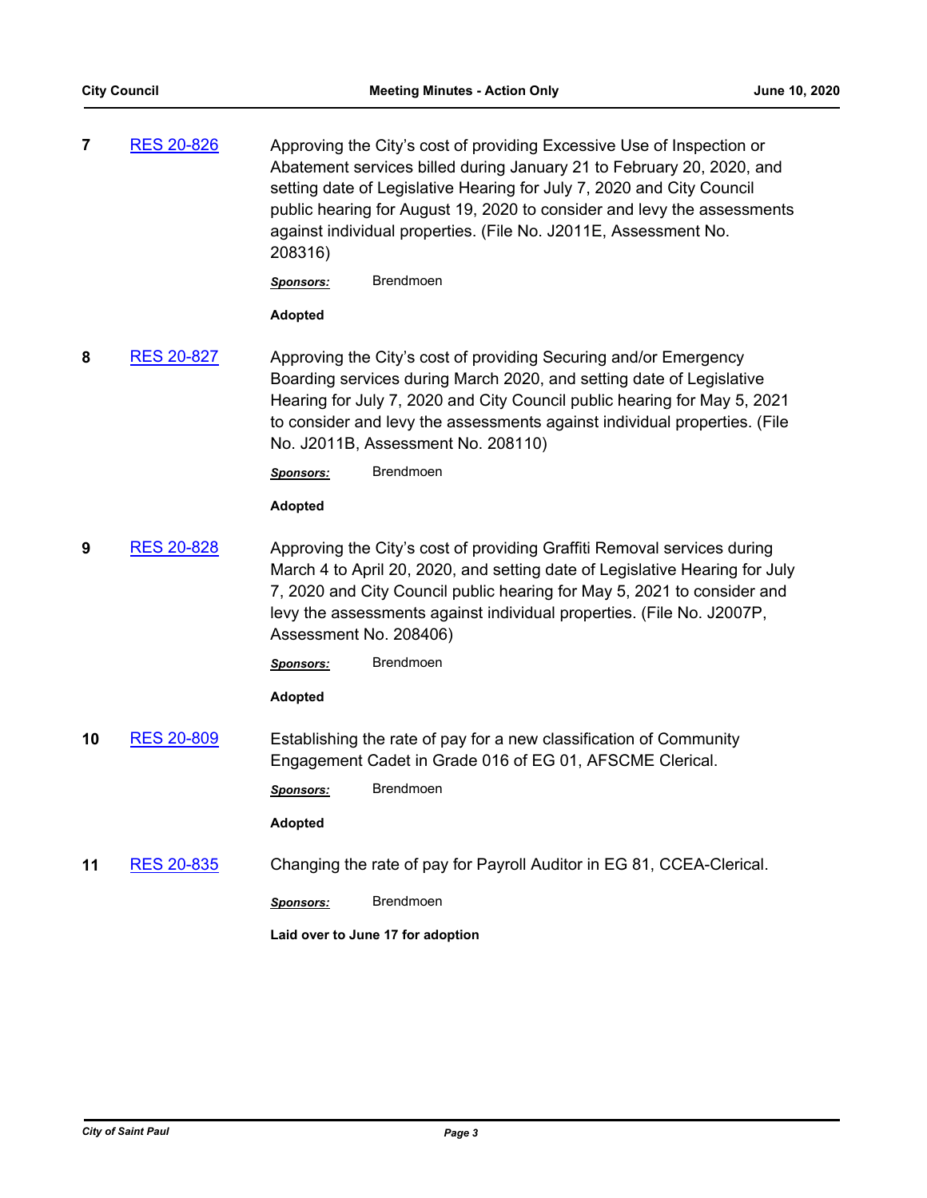**7** RES 20-826

Approving the City's cost of providing Excessive Use of Inspection or Abatement services billed during January 21 to February 20, 2020, and setting date of Legislative Hearing for July 7, 2020 and City Council public hearing for August 19, 2020 to consider and levy the assessments against individual properties. (File No. J2011E, Assessment No. 208316)

***Sponsors:*** Brendmoen

**Adopted**

**8** RES 20-827

Approving the City's cost of providing Securing and/or Emergency Boarding services during March 2020, and setting date of Legislative Hearing for July 7, 2020 and City Council public hearing for May 5, 2021 to consider and levy the assessments against individual properties. (File No. J2011B, Assessment No. 208110)

***Sponsors:*** Brendmoen

**Adopted**

**9** RES 20-828

Approving the City's cost of providing Graffiti Removal services during March 4 to April 20, 2020, and setting date of Legislative Hearing for July 7, 2020 and City Council public hearing for May 5, 2021 to consider and levy the assessments against individual properties. (File No. J2007P, Assessment No. 208406)

***Sponsors:*** Brendmoen

**Adopted**

**10** RES 20-809

Establishing the rate of pay for a new classification of Community Engagement Cadet in Grade 016 of EG 01, AFSCME Clerical.

***Sponsors:*** Brendmoen

**Adopted**

**11** RES 20-835

Changing the rate of pay for Payroll Auditor in EG 81, CCEA-Clerical.

***Sponsors:*** Brendmoen

**Laid over to June 17 for adoption**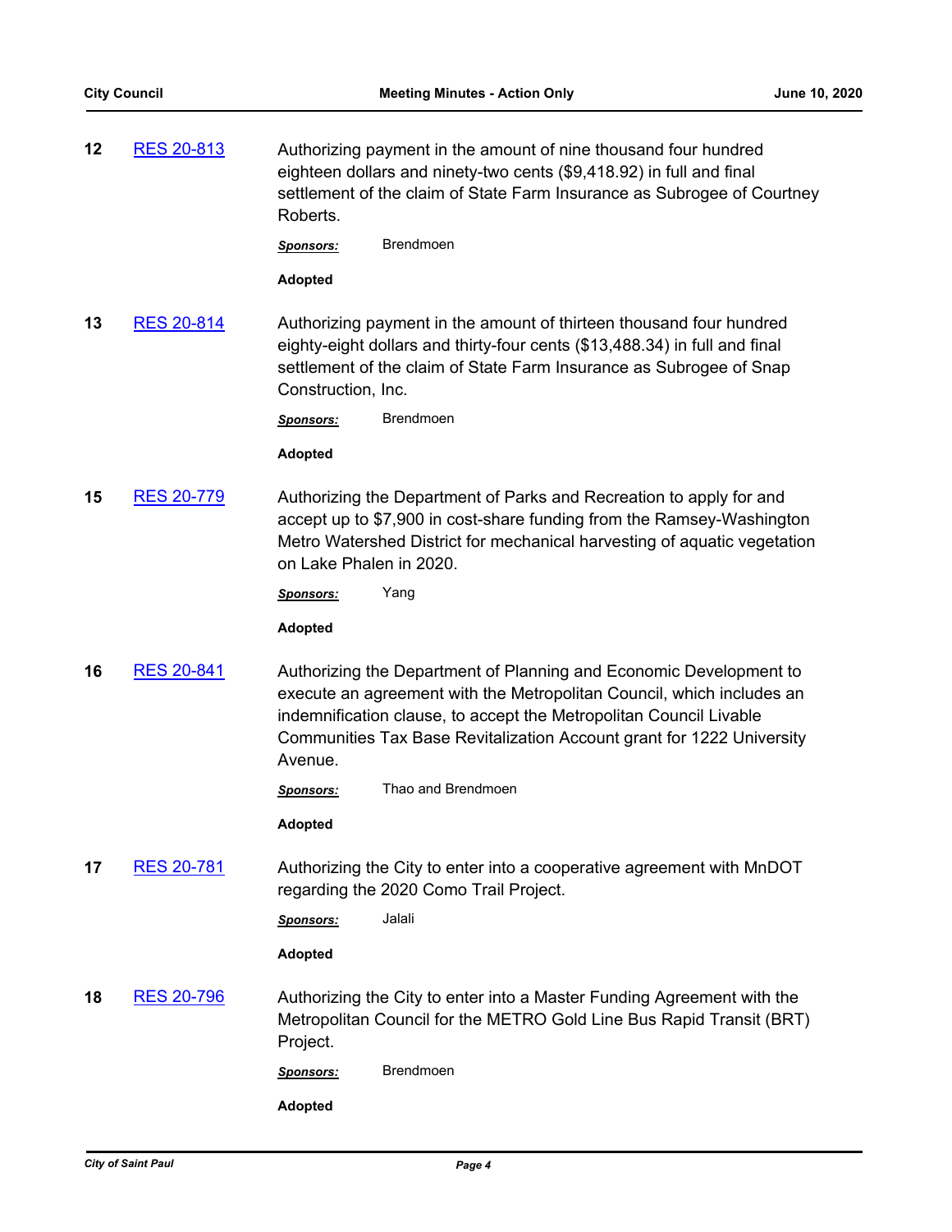**12** RES 20-813

Authorizing payment in the amount of nine thousand four hundred eighteen dollars and ninety-two cents ($9,418.92) in full and final settlement of the claim of State Farm Insurance as Subrogee of Courtney Roberts.

***Sponsors:*** Brendmoen

**Adopted**

**13** RES 20-814

Authorizing payment in the amount of thirteen thousand four hundred eighty-eight dollars and thirty-four cents ($13,488.34) in full and final settlement of the claim of State Farm Insurance as Subrogee of Snap Construction, Inc.

***Sponsors:*** Brendmoen

**Adopted**

**15** RES 20-779

Authorizing the Department of Parks and Recreation to apply for and accept up to $7,900 in cost-share funding from the Ramsey-Washington Metro Watershed District for mechanical harvesting of aquatic vegetation on Lake Phalen in 2020.

***Sponsors:*** Yang

**Adopted**

**16** RES 20-841

Authorizing the Department of Planning and Economic Development to execute an agreement with the Metropolitan Council, which includes an indemnification clause, to accept the Metropolitan Council Livable Communities Tax Base Revitalization Account grant for 1222 University Avenue.

***Sponsors:*** Thao and Brendmoen

**Adopted**

**17** RES 20-781

Authorizing the City to enter into a cooperative agreement with MnDOT regarding the 2020 Como Trail Project.

***Sponsors:*** Jalali

**Adopted**

**18** RES 20-796

Authorizing the City to enter into a Master Funding Agreement with the Metropolitan Council for the METRO Gold Line Bus Rapid Transit (BRT) Project.

***Sponsors:*** Brendmoen

**Adopted**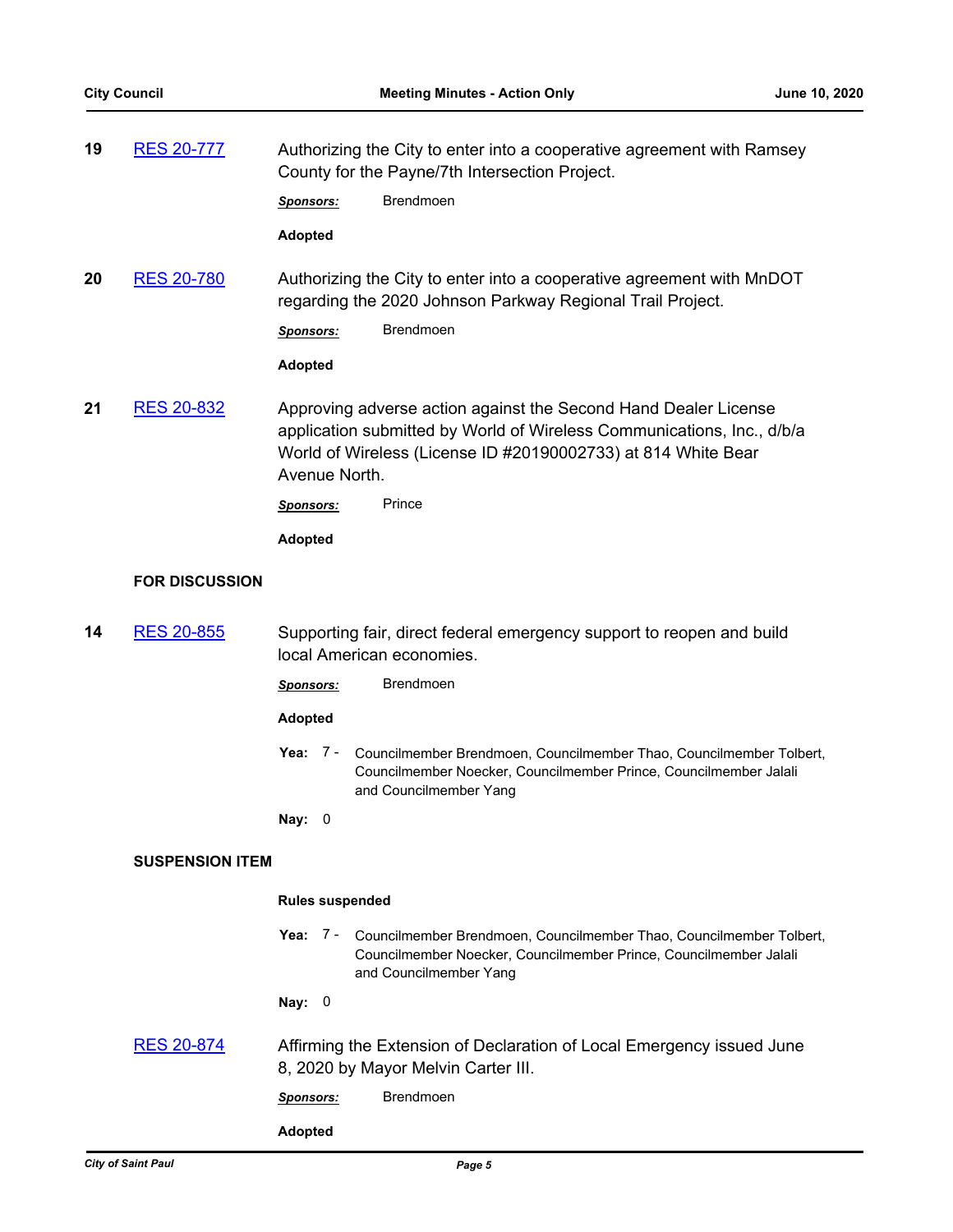**19** RES 20-777

Authorizing the City to enter into a cooperative agreement with Ramsey County for the Payne/7th Intersection Project.

***Sponsors:*** Brendmoen

**Adopted**

**20** RES 20-780

Authorizing the City to enter into a cooperative agreement with MnDOT regarding the 2020 Johnson Parkway Regional Trail Project.

***Sponsors:*** Brendmoen

**Adopted**

**21** RES 20-832

Approving adverse action against the Second Hand Dealer License application submitted by World of Wireless Communications, Inc., d/b/a World of Wireless (License ID #20190002733) at 814 White Bear Avenue North.

***Sponsors:*** Prince

**Adopted**

## FOR DISCUSSION

**14** RES 20-855

Supporting fair, direct federal emergency support to reopen and build local American economies.

***Sponsors:*** Brendmoen

**Adopted**

**Yea:** 7 - Councilmember Brendmoen, Councilmember Thao, Councilmember Tolbert, Councilmember Noecker, Councilmember Prince, Councilmember Jalali and Councilmember Yang

**Nay:** 0

## SUSPENSION ITEM

**Rules suspended**

**Yea:** 7 - Councilmember Brendmoen, Councilmember Thao, Councilmember Tolbert, Councilmember Noecker, Councilmember Prince, Councilmember Jalali and Councilmember Yang

**Nay:** 0

RES 20-874

Affirming the Extension of Declaration of Local Emergency issued June 8, 2020 by Mayor Melvin Carter III.

***Sponsors:*** Brendmoen

**Adopted**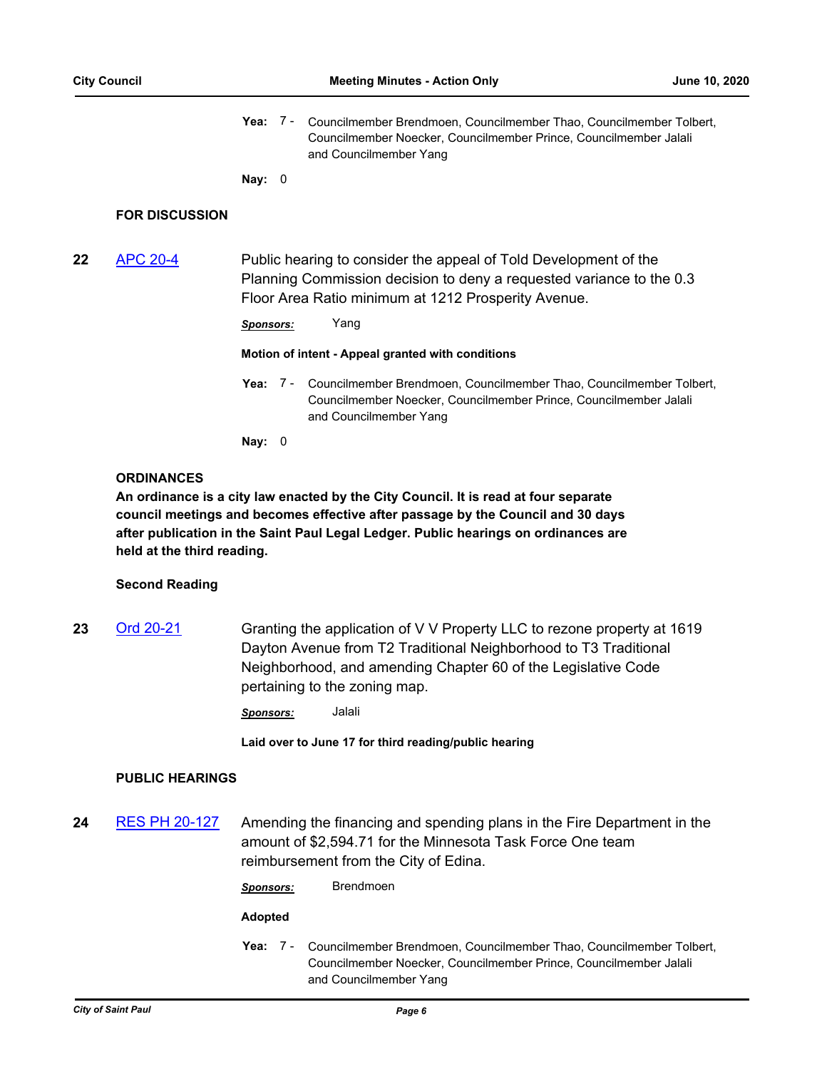**Yea:** 7 - Councilmember Brendmoen, Councilmember Thao, Councilmember Tolbert, Councilmember Noecker, Councilmember Prince, Councilmember Jalali and Councilmember Yang

**Nay:** 0

## FOR DISCUSSION

**22** [APC 20-4] Public hearing to consider the appeal of Told Development of the Planning Commission decision to deny a requested variance to the 0.3 Floor Area Ratio minimum at 1212 Prosperity Avenue.

***Sponsors:*** Yang

**Motion of intent - Appeal granted with conditions**

**Yea:** 7 - Councilmember Brendmoen, Councilmember Thao, Councilmember Tolbert, Councilmember Noecker, Councilmember Prince, Councilmember Jalali and Councilmember Yang

**Nay:** 0

## ORDINANCES

**An ordinance is a city law enacted by the City Council. It is read at four separate council meetings and becomes effective after passage by the Council and 30 days after publication in the Saint Paul Legal Ledger. Public hearings on ordinances are held at the third reading.**

### Second Reading

**23** [Ord 20-21] Granting the application of V V Property LLC to rezone property at 1619 Dayton Avenue from T2 Traditional Neighborhood to T3 Traditional Neighborhood, and amending Chapter 60 of the Legislative Code pertaining to the zoning map.

***Sponsors:*** Jalali

**Laid over to June 17 for third reading/public hearing**

## PUBLIC HEARINGS

**24** [RES PH 20-127] Amending the financing and spending plans in the Fire Department in the amount of $2,594.71 for the Minnesota Task Force One team reimbursement from the City of Edina.

***Sponsors:*** Brendmoen

**Adopted**

**Yea:** 7 - Councilmember Brendmoen, Councilmember Thao, Councilmember Tolbert, Councilmember Noecker, Councilmember Prince, Councilmember Jalali and Councilmember Yang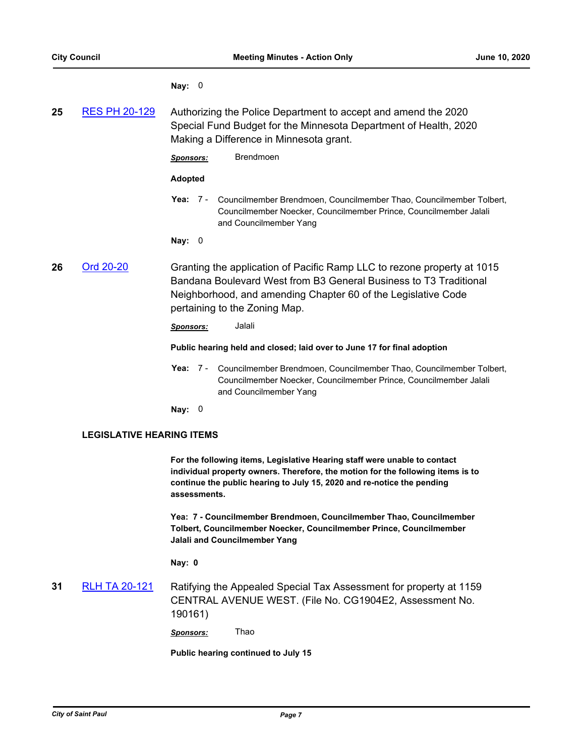**Nay:** 0

**25** RES PH 20-129

Authorizing the Police Department to accept and amend the 2020 Special Fund Budget for the Minnesota Department of Health, 2020 Making a Difference in Minnesota grant.

***Sponsors:*** Brendmoen

**Adopted**

**Yea:** 7 - Councilmember Brendmoen, Councilmember Thao, Councilmember Tolbert, Councilmember Noecker, Councilmember Prince, Councilmember Jalali and Councilmember Yang

**Nay:** 0

**26** Ord 20-20

Granting the application of Pacific Ramp LLC to rezone property at 1015 Bandana Boulevard West from B3 General Business to T3 Traditional Neighborhood, and amending Chapter 60 of the Legislative Code pertaining to the Zoning Map.

***Sponsors:*** Jalali

**Public hearing held and closed; laid over to June 17 for final adoption**

**Yea:** 7 - Councilmember Brendmoen, Councilmember Thao, Councilmember Tolbert, Councilmember Noecker, Councilmember Prince, Councilmember Jalali and Councilmember Yang

**Nay:** 0

## LEGISLATIVE HEARING ITEMS

**For the following items, Legislative Hearing staff were unable to contact individual property owners. Therefore, the motion for the following items is to continue the public hearing to July 15, 2020 and re-notice the pending assessments.**

**Yea: 7 - Councilmember Brendmoen, Councilmember Thao, Councilmember Tolbert, Councilmember Noecker, Councilmember Prince, Councilmember Jalali and Councilmember Yang**

**Nay: 0**

**31** RLH TA 20-121

Ratifying the Appealed Special Tax Assessment for property at 1159 CENTRAL AVENUE WEST. (File No. CG1904E2, Assessment No. 190161)

***Sponsors:*** Thao

**Public hearing continued to July 15**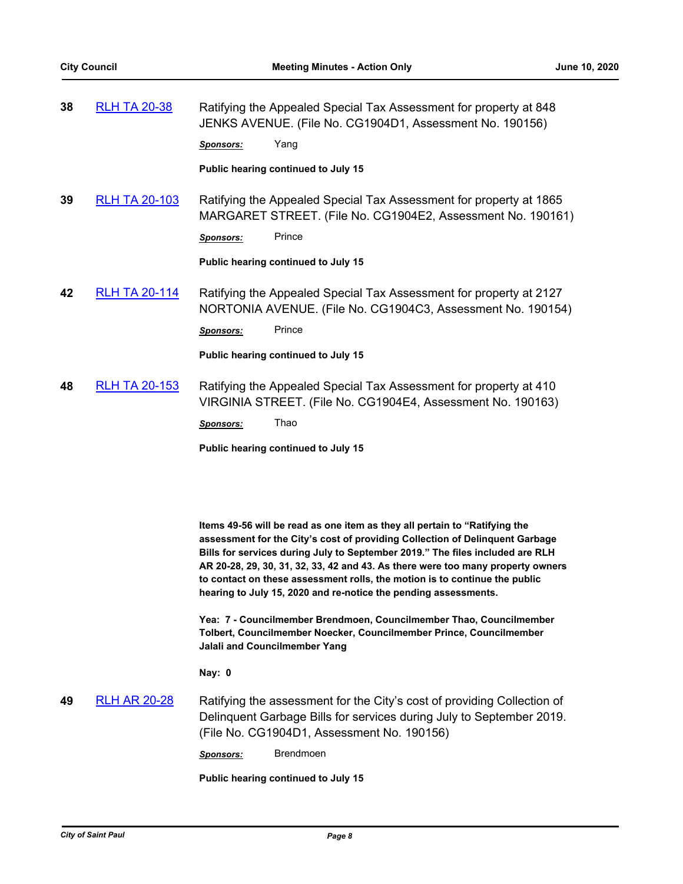**38** RLH TA 20-38

Ratifying the Appealed Special Tax Assessment for property at 848 JENKS AVENUE. (File No. CG1904D1, Assessment No. 190156)

***Sponsors:*** Yang

**Public hearing continued to July 15**

**39** RLH TA 20-103

Ratifying the Appealed Special Tax Assessment for property at 1865 MARGARET STREET. (File No. CG1904E2, Assessment No. 190161)

***Sponsors:*** Prince

**Public hearing continued to July 15**

**42** RLH TA 20-114

Ratifying the Appealed Special Tax Assessment for property at 2127 NORTONIA AVENUE. (File No. CG1904C3, Assessment No. 190154)

***Sponsors:*** Prince

**Public hearing continued to July 15**

**48** RLH TA 20-153

Ratifying the Appealed Special Tax Assessment for property at 410 VIRGINIA STREET. (File No. CG1904E4, Assessment No. 190163)

***Sponsors:*** Thao

**Public hearing continued to July 15**

**Items 49-56 will be read as one item as they all pertain to "Ratifying the assessment for the City's cost of providing Collection of Delinquent Garbage Bills for services during July to September 2019." The files included are RLH AR 20-28, 29, 30, 31, 32, 33, 42 and 43. As there were too many property owners to contact on these assessment rolls, the motion is to continue the public hearing to July 15, 2020 and re-notice the pending assessments.**

**Yea: 7 - Councilmember Brendmoen, Councilmember Thao, Councilmember Tolbert, Councilmember Noecker, Councilmember Prince, Councilmember Jalali and Councilmember Yang**

**Nay: 0**

**49** RLH AR 20-28

Ratifying the assessment for the City's cost of providing Collection of Delinquent Garbage Bills for services during July to September 2019. (File No. CG1904D1, Assessment No. 190156)

***Sponsors:*** Brendmoen

**Public hearing continued to July 15**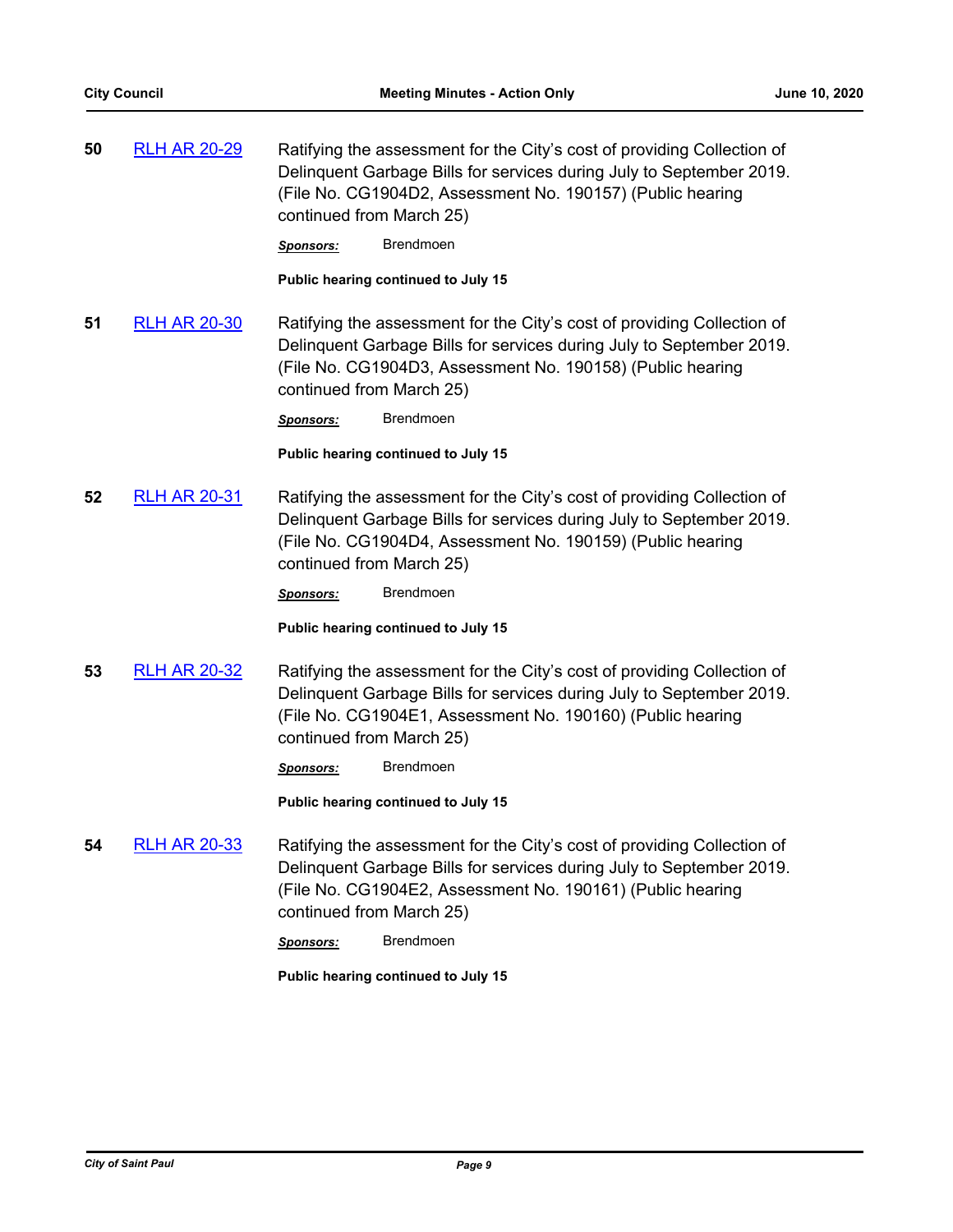**50** RLH AR 20-29

Ratifying the assessment for the City's cost of providing Collection of Delinquent Garbage Bills for services during July to September 2019. (File No. CG1904D2, Assessment No. 190157) (Public hearing continued from March 25)

***Sponsors:*** Brendmoen

**Public hearing continued to July 15**

**51** RLH AR 20-30

Ratifying the assessment for the City's cost of providing Collection of Delinquent Garbage Bills for services during July to September 2019. (File No. CG1904D3, Assessment No. 190158) (Public hearing continued from March 25)

***Sponsors:*** Brendmoen

**Public hearing continued to July 15**

**52** RLH AR 20-31

Ratifying the assessment for the City's cost of providing Collection of Delinquent Garbage Bills for services during July to September 2019. (File No. CG1904D4, Assessment No. 190159) (Public hearing continued from March 25)

***Sponsors:*** Brendmoen

**Public hearing continued to July 15**

**53** RLH AR 20-32

Ratifying the assessment for the City's cost of providing Collection of Delinquent Garbage Bills for services during July to September 2019. (File No. CG1904E1, Assessment No. 190160) (Public hearing continued from March 25)

***Sponsors:*** Brendmoen

**Public hearing continued to July 15**

**54** RLH AR 20-33

Ratifying the assessment for the City's cost of providing Collection of Delinquent Garbage Bills for services during July to September 2019. (File No. CG1904E2, Assessment No. 190161) (Public hearing continued from March 25)

***Sponsors:*** Brendmoen

**Public hearing continued to July 15**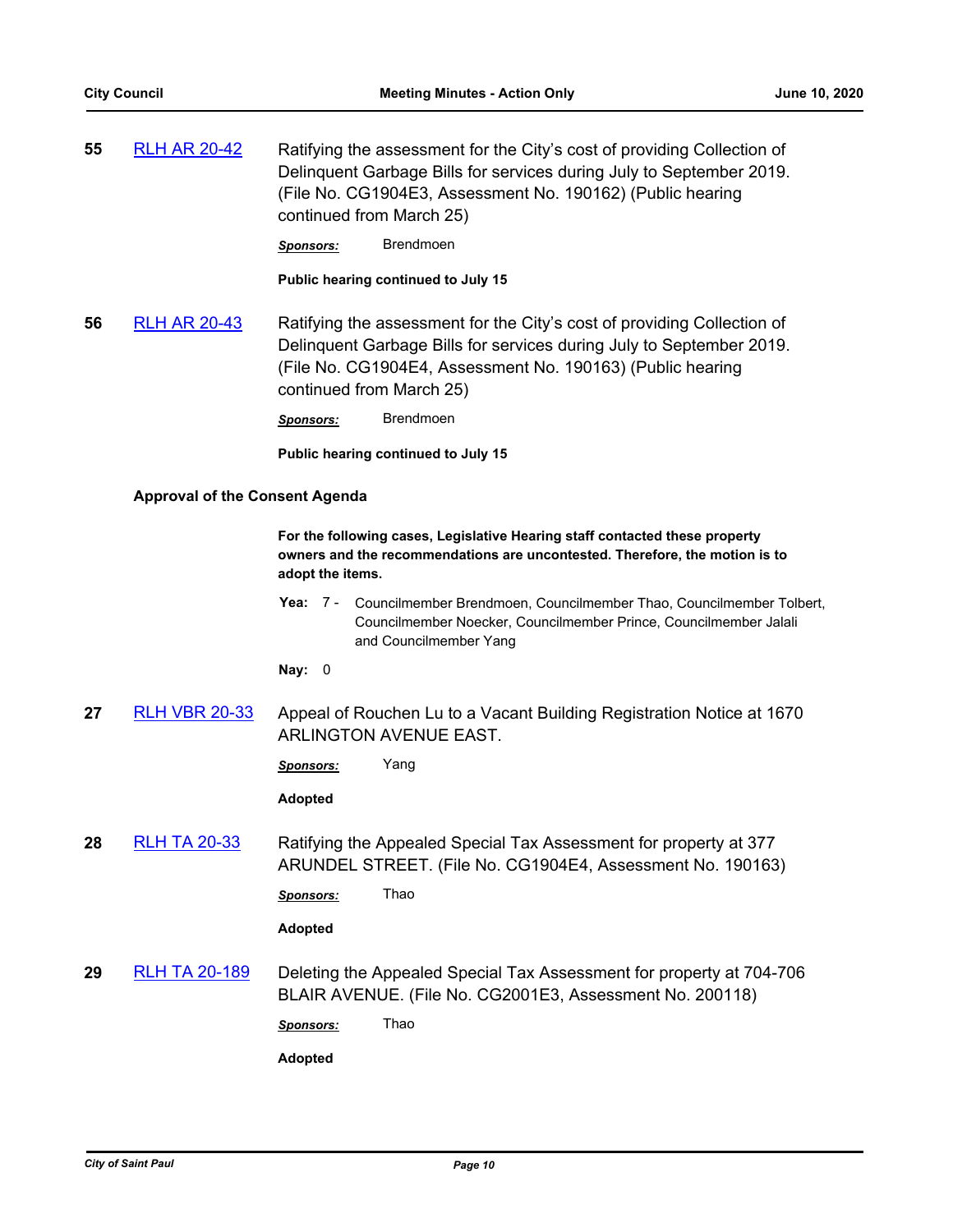**55** RLH AR 20-42 Ratifying the assessment for the City's cost of providing Collection of Delinquent Garbage Bills for services during July to September 2019. (File No. CG1904E3, Assessment No. 190162) (Public hearing continued from March 25)

***Sponsors:*** Brendmoen

**Public hearing continued to July 15**

**56** RLH AR 20-43 Ratifying the assessment for the City's cost of providing Collection of Delinquent Garbage Bills for services during July to September 2019. (File No. CG1904E4, Assessment No. 190163) (Public hearing continued from March 25)

***Sponsors:*** Brendmoen

**Public hearing continued to July 15**

**Approval of the Consent Agenda**

**For the following cases, Legislative Hearing staff contacted these property owners and the recommendations are uncontested. Therefore, the motion is to adopt the items.**

**Yea:** 7 - Councilmember Brendmoen, Councilmember Thao, Councilmember Tolbert, Councilmember Noecker, Councilmember Prince, Councilmember Jalali and Councilmember Yang

**Nay:** 0

**27** RLH VBR 20-33 Appeal of Rouchen Lu to a Vacant Building Registration Notice at 1670 ARLINGTON AVENUE EAST.

***Sponsors:*** Yang

**Adopted**

**28** RLH TA 20-33 Ratifying the Appealed Special Tax Assessment for property at 377 ARUNDEL STREET. (File No. CG1904E4, Assessment No. 190163)

***Sponsors:*** Thao

**Adopted**

**29** RLH TA 20-189 Deleting the Appealed Special Tax Assessment for property at 704-706 BLAIR AVENUE. (File No. CG2001E3, Assessment No. 200118)

***Sponsors:*** Thao

**Adopted**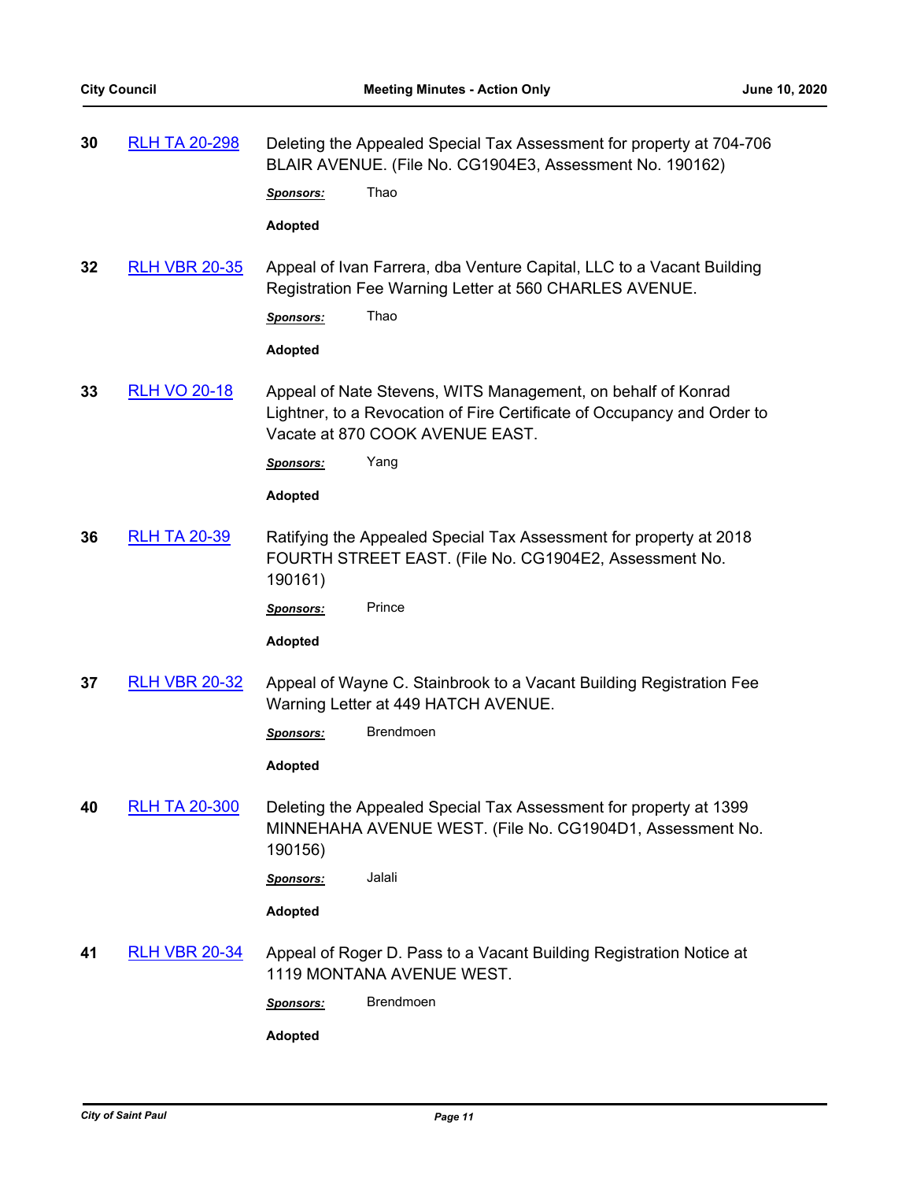**30** RLH TA 20-298 — Deleting the Appealed Special Tax Assessment for property at 704-706 BLAIR AVENUE. (File No. CG1904E3, Assessment No. 190162)

***Sponsors:*** Thao

**Adopted**

**32** RLH VBR 20-35 — Appeal of Ivan Farrera, dba Venture Capital, LLC to a Vacant Building Registration Fee Warning Letter at 560 CHARLES AVENUE.

***Sponsors:*** Thao

**Adopted**

**33** RLH VO 20-18 — Appeal of Nate Stevens, WITS Management, on behalf of Konrad Lightner, to a Revocation of Fire Certificate of Occupancy and Order to Vacate at 870 COOK AVENUE EAST.

***Sponsors:*** Yang

**Adopted**

**36** RLH TA 20-39 — Ratifying the Appealed Special Tax Assessment for property at 2018 FOURTH STREET EAST. (File No. CG1904E2, Assessment No. 190161)

***Sponsors:*** Prince

**Adopted**

**37** RLH VBR 20-32 — Appeal of Wayne C. Stainbrook to a Vacant Building Registration Fee Warning Letter at 449 HATCH AVENUE.

***Sponsors:*** Brendmoen

**Adopted**

**40** RLH TA 20-300 — Deleting the Appealed Special Tax Assessment for property at 1399 MINNEHAHA AVENUE WEST. (File No. CG1904D1, Assessment No. 190156)

***Sponsors:*** Jalali

**Adopted**

**41** RLH VBR 20-34 — Appeal of Roger D. Pass to a Vacant Building Registration Notice at 1119 MONTANA AVENUE WEST.

***Sponsors:*** Brendmoen

**Adopted**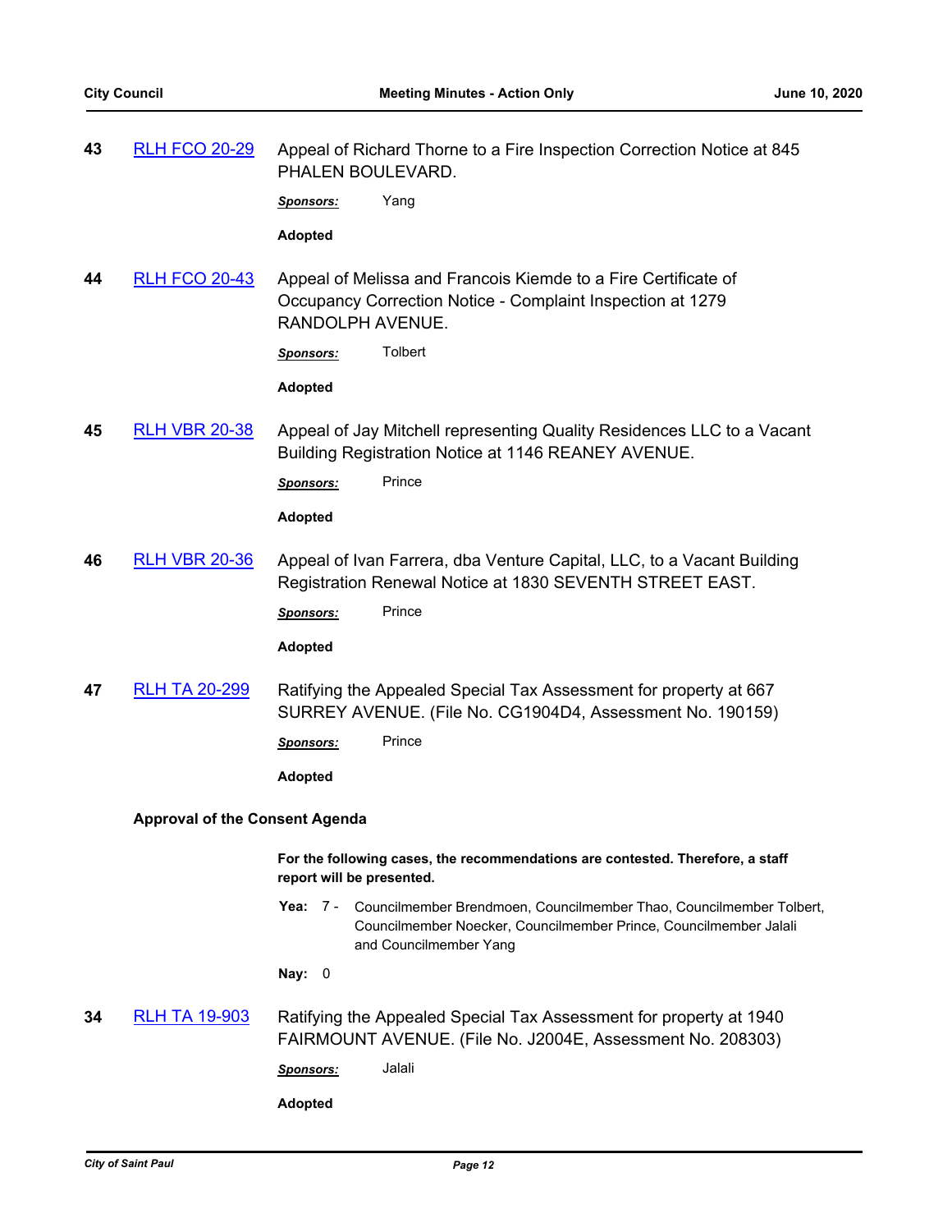**43** [RLH FCO 20-29] Appeal of Richard Thorne to a Fire Inspection Correction Notice at 845 PHALEN BOULEVARD.

***Sponsors:*** Yang

**Adopted**

**44** [RLH FCO 20-43] Appeal of Melissa and Francois Kiemde to a Fire Certificate of Occupancy Correction Notice - Complaint Inspection at 1279 RANDOLPH AVENUE.

***Sponsors:*** Tolbert

**Adopted**

**45** [RLH VBR 20-38] Appeal of Jay Mitchell representing Quality Residences LLC to a Vacant Building Registration Notice at 1146 REANEY AVENUE.

***Sponsors:*** Prince

**Adopted**

**46** [RLH VBR 20-36] Appeal of Ivan Farrera, dba Venture Capital, LLC, to a Vacant Building Registration Renewal Notice at 1830 SEVENTH STREET EAST.

***Sponsors:*** Prince

**Adopted**

**47** [RLH TA 20-299] Ratifying the Appealed Special Tax Assessment for property at 667 SURREY AVENUE. (File No. CG1904D4, Assessment No. 190159)

***Sponsors:*** Prince

**Adopted**

**Approval of the Consent Agenda**

**For the following cases, the recommendations are contested. Therefore, a staff report will be presented.**

**Yea:** 7 - Councilmember Brendmoen, Councilmember Thao, Councilmember Tolbert, Councilmember Noecker, Councilmember Prince, Councilmember Jalali and Councilmember Yang

**Nay:** 0

**34** [RLH TA 19-903] Ratifying the Appealed Special Tax Assessment for property at 1940 FAIRMOUNT AVENUE. (File No. J2004E, Assessment No. 208303)

***Sponsors:*** Jalali

**Adopted**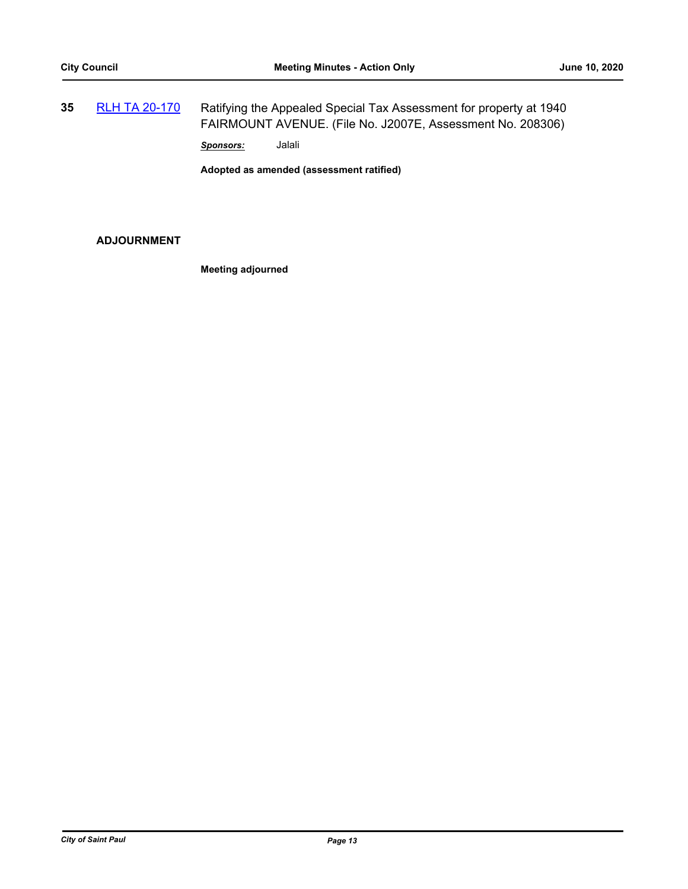**35** RLH TA 20-170 Ratifying the Appealed Special Tax Assessment for property at 1940 FAIRMOUNT AVENUE. (File No. J2007E, Assessment No. 208306)

***Sponsors:*** Jalali

**Adopted as amended (assessment ratified)**

**ADJOURNMENT**

**Meeting adjourned**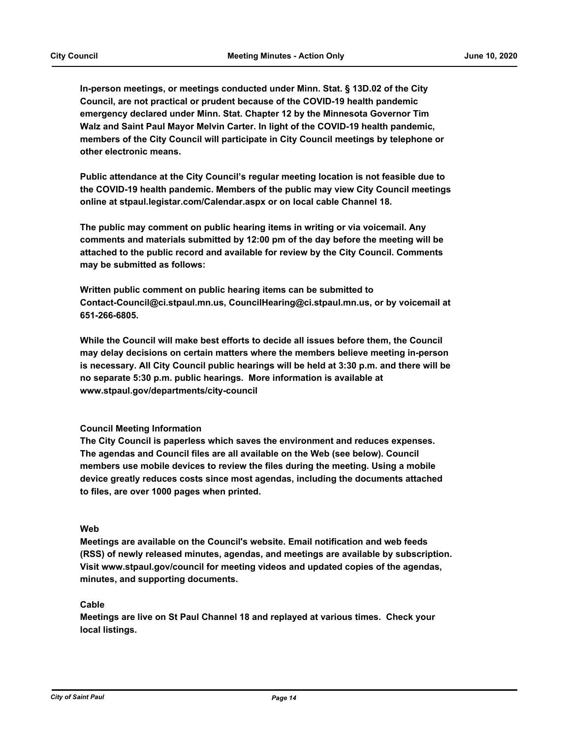**In-person meetings, or meetings conducted under Minn. Stat. § 13D.02 of the City Council, are not practical or prudent because of the COVID-19 health pandemic emergency declared under Minn. Stat. Chapter 12 by the Minnesota Governor Tim Walz and Saint Paul Mayor Melvin Carter. In light of the COVID-19 health pandemic, members of the City Council will participate in City Council meetings by telephone or other electronic means.**

**Public attendance at the City Council's regular meeting location is not feasible due to the COVID-19 health pandemic. Members of the public may view City Council meetings online at stpaul.legistar.com/Calendar.aspx or on local cable Channel 18.**

**The public may comment on public hearing items in writing or via voicemail. Any comments and materials submitted by 12:00 pm of the day before the meeting will be attached to the public record and available for review by the City Council. Comments may be submitted as follows:**

**Written public comment on public hearing items can be submitted to Contact-Council@ci.stpaul.mn.us, CouncilHearing@ci.stpaul.mn.us, or by voicemail at 651-266-6805.**

**While the Council will make best efforts to decide all issues before them, the Council may delay decisions on certain matters where the members believe meeting in-person is necessary. All City Council public hearings will be held at 3:30 p.m. and there will be no separate 5:30 p.m. public hearings. More information is available at www.stpaul.gov/departments/city-council**

**Council Meeting Information**

**The City Council is paperless which saves the environment and reduces expenses. The agendas and Council files are all available on the Web (see below). Council members use mobile devices to review the files during the meeting. Using a mobile device greatly reduces costs since most agendas, including the documents attached to files, are over 1000 pages when printed.**

**Web**

**Meetings are available on the Council's website. Email notification and web feeds (RSS) of newly released minutes, agendas, and meetings are available by subscription. Visit www.stpaul.gov/council for meeting videos and updated copies of the agendas, minutes, and supporting documents.**

**Cable**

**Meetings are live on St Paul Channel 18 and replayed at various times. Check your local listings.**